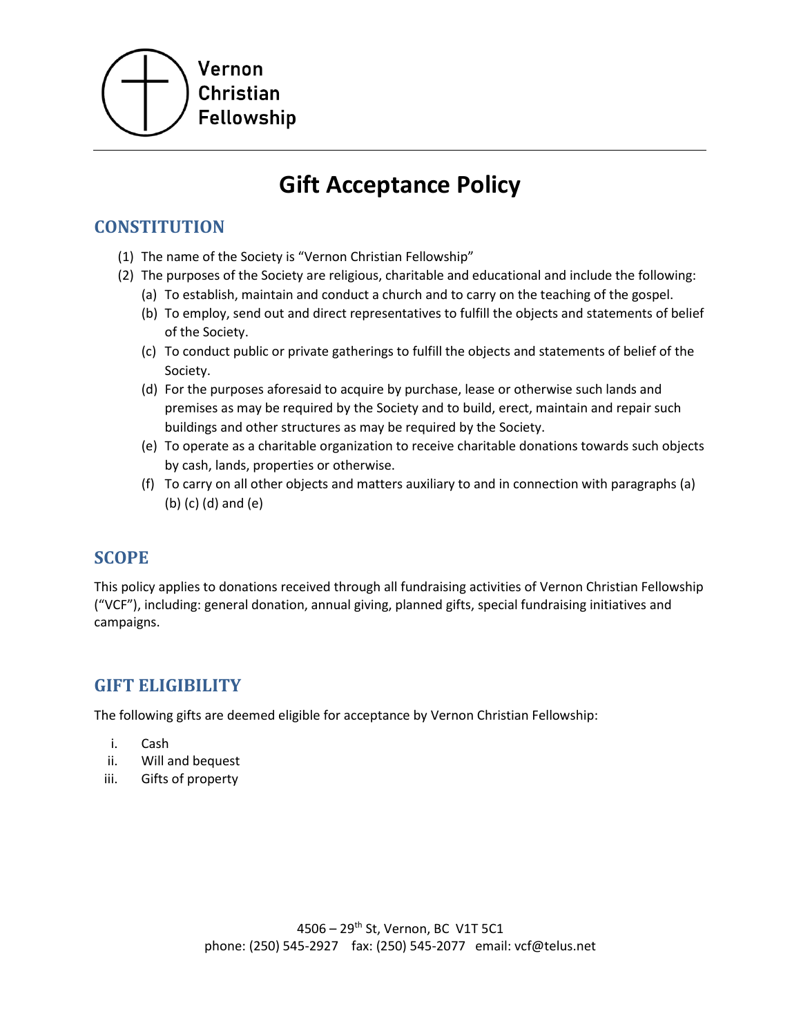Vernon
Christian
Fellowship

# Gift Acceptance Policy

## CONSTITUTION

(1) The name of the Society is "Vernon Christian Fellowship"

(2) The purposes of the Society are religious, charitable and educational and include the following:

  (a) To establish, maintain and conduct a church and to carry on the teaching of the gospel.

  (b) To employ, send out and direct representatives to fulfill the objects and statements of belief of the Society.

  (c) To conduct public or private gatherings to fulfill the objects and statements of belief of the Society.

  (d) For the purposes aforesaid to acquire by purchase, lease or otherwise such lands and premises as may be required by the Society and to build, erect, maintain and repair such buildings and other structures as may be required by the Society.

  (e) To operate as a charitable organization to receive charitable donations towards such objects by cash, lands, properties or otherwise.

  (f) To carry on all other objects and matters auxiliary to and in connection with paragraphs (a) (b) (c) (d) and (e)

## SCOPE

This policy applies to donations received through all fundraising activities of Vernon Christian Fellowship ("VCF"), including: general donation, annual giving, planned gifts, special fundraising initiatives and campaigns.

## GIFT ELIGIBILITY

The following gifts are deemed eligible for acceptance by Vernon Christian Fellowship:

i. Cash
ii. Will and bequest
iii. Gifts of property

4506 – 29th St, Vernon, BC V1T 5C1
phone: (250) 545-2927 fax: (250) 545-2077 email: vcf@telus.net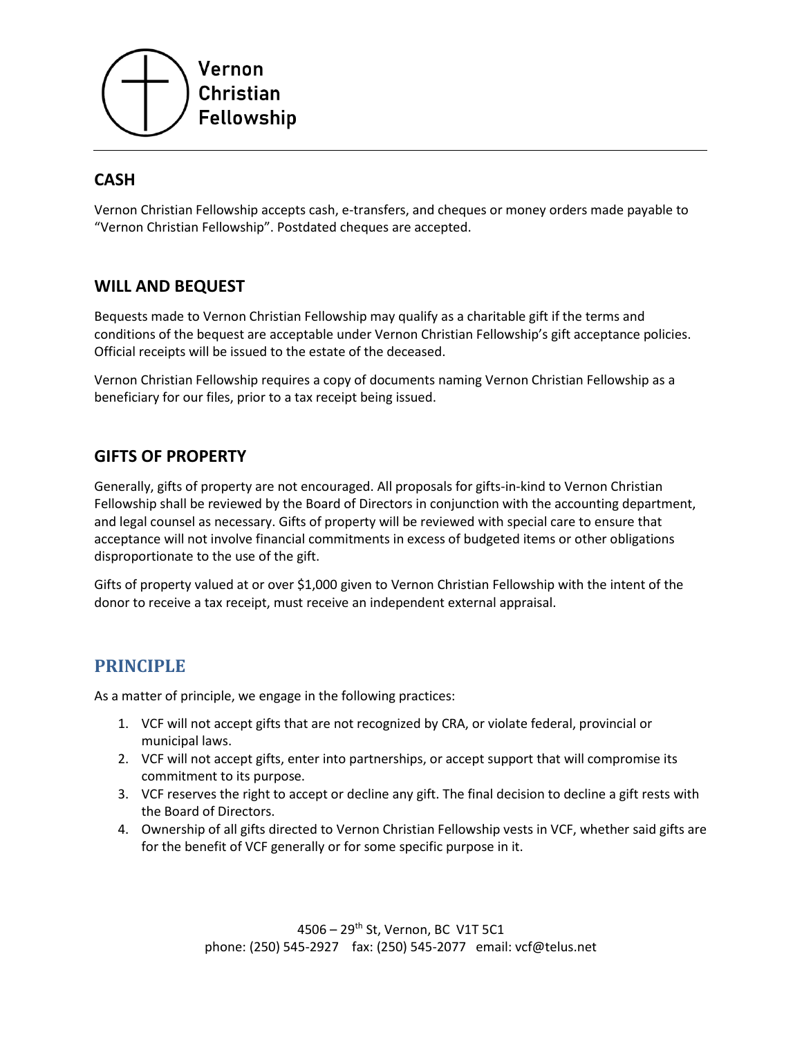## CASH

Vernon Christian Fellowship accepts cash, e-transfers, and cheques or money orders made payable to "Vernon Christian Fellowship". Postdated cheques are accepted.

## WILL AND BEQUEST

Bequests made to Vernon Christian Fellowship may qualify as a charitable gift if the terms and conditions of the bequest are acceptable under Vernon Christian Fellowship's gift acceptance policies. Official receipts will be issued to the estate of the deceased.

Vernon Christian Fellowship requires a copy of documents naming Vernon Christian Fellowship as a beneficiary for our files, prior to a tax receipt being issued.

## GIFTS OF PROPERTY

Generally, gifts of property are not encouraged. All proposals for gifts-in-kind to Vernon Christian Fellowship shall be reviewed by the Board of Directors in conjunction with the accounting department, and legal counsel as necessary. Gifts of property will be reviewed with special care to ensure that acceptance will not involve financial commitments in excess of budgeted items or other obligations disproportionate to the use of the gift.

Gifts of property valued at or over $1,000 given to Vernon Christian Fellowship with the intent of the donor to receive a tax receipt, must receive an independent external appraisal.

## PRINCIPLE

As a matter of principle, we engage in the following practices:

1. VCF will not accept gifts that are not recognized by CRA, or violate federal, provincial or municipal laws.
2. VCF will not accept gifts, enter into partnerships, or accept support that will compromise its commitment to its purpose.
3. VCF reserves the right to accept or decline any gift. The final decision to decline a gift rests with the Board of Directors.
4. Ownership of all gifts directed to Vernon Christian Fellowship vests in VCF, whether said gifts are for the benefit of VCF generally or for some specific purpose in it.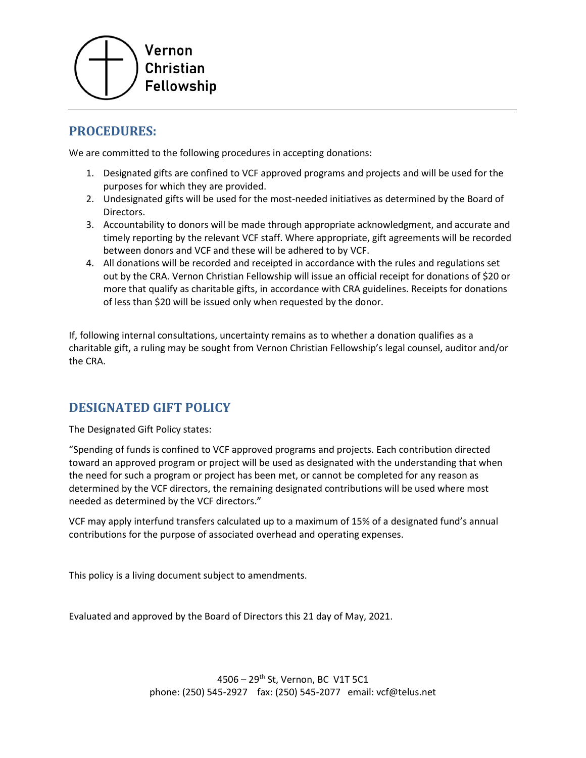## PROCEDURES:

We are committed to the following procedures in accepting donations:

1. Designated gifts are confined to VCF approved programs and projects and will be used for the purposes for which they are provided.
2. Undesignated gifts will be used for the most-needed initiatives as determined by the Board of Directors.
3. Accountability to donors will be made through appropriate acknowledgment, and accurate and timely reporting by the relevant VCF staff. Where appropriate, gift agreements will be recorded between donors and VCF and these will be adhered to by VCF.
4. All donations will be recorded and receipted in accordance with the rules and regulations set out by the CRA. Vernon Christian Fellowship will issue an official receipt for donations of $20 or more that qualify as charitable gifts, in accordance with CRA guidelines. Receipts for donations of less than $20 will be issued only when requested by the donor.

If, following internal consultations, uncertainty remains as to whether a donation qualifies as a charitable gift, a ruling may be sought from Vernon Christian Fellowship's legal counsel, auditor and/or the CRA.

## DESIGNATED GIFT POLICY

The Designated Gift Policy states:

"Spending of funds is confined to VCF approved programs and projects. Each contribution directed toward an approved program or project will be used as designated with the understanding that when the need for such a program or project has been met, or cannot be completed for any reason as determined by the VCF directors, the remaining designated contributions will be used where most needed as determined by the VCF directors."

VCF may apply interfund transfers calculated up to a maximum of 15% of a designated fund's annual contributions for the purpose of associated overhead and operating expenses.

This policy is a living document subject to amendments.

Evaluated and approved by the Board of Directors this 21 day of May, 2021.